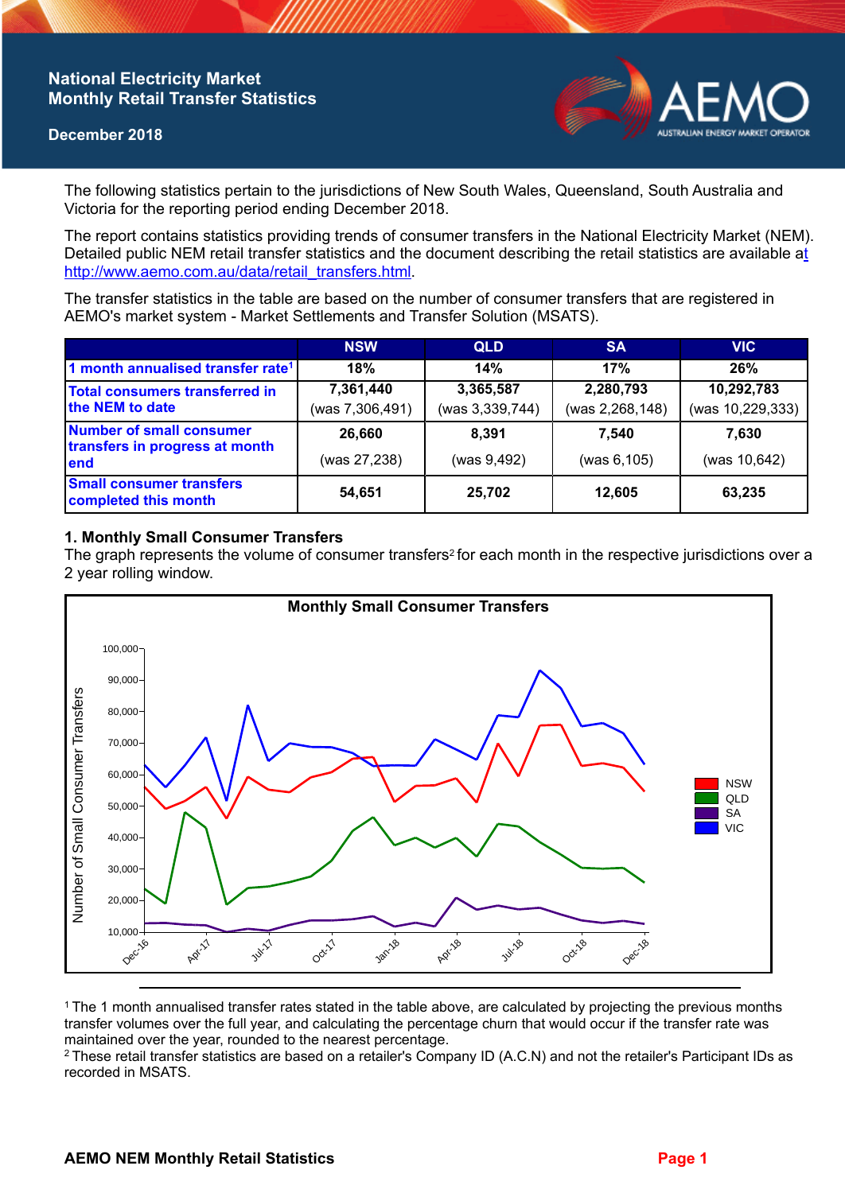# National Electricity Market
# Monthly Retail Transfer Statistics

**December 2018**

The following statistics pertain to the jurisdictions of New South Wales, Queensland, South Australia and Victoria for the reporting period ending December 2018.

The report contains statistics providing trends of consumer transfers in the National Electricity Market (NEM). Detailed public NEM retail transfer statistics and the document describing the retail statistics are available at http://www.aemo.com.au/data/retail_transfers.html.

The transfer statistics in the table are based on the number of consumer transfers that are registered in AEMO's market system - Market Settlements and Transfer Solution (MSATS).

| | NSW | QLD | SA | VIC |
|---|---|---|---|---|
| 1 month annualised transfer rate[1] | 18% | 14% | 17% | 26% |
| Total consumers transferred in the NEM to date | 7,361,440 (was 7,306,491) | 3,365,587 (was 3,339,744) | 2,280,793 (was 2,268,148) | 10,292,783 (was 10,229,333) |
| Number of small consumer transfers in progress at month end | 26,660 (was 27,238) | 8,391 (was 9,492) | 7,540 (was 6,105) | 7,630 (was 10,642) |
| Small consumer transfers completed this month | 54,651 | 25,702 | 12,605 | 63,235 |

## 1. Monthly Small Consumer Transfers

The graph represents the volume of consumer transfers[2] for each month in the respective jurisdictions over a 2 year rolling window.

[1] The 1 month annualised transfer rates stated in the table above, are calculated by projecting the previous months transfer volumes over the full year, and calculating the percentage churn that would occur if the transfer rate was maintained over the year, rounded to the nearest percentage.

[2] These retail transfer statistics are based on a retailer's Company ID (A.C.N) and not the retailer's Participant IDs as recorded in MSATS.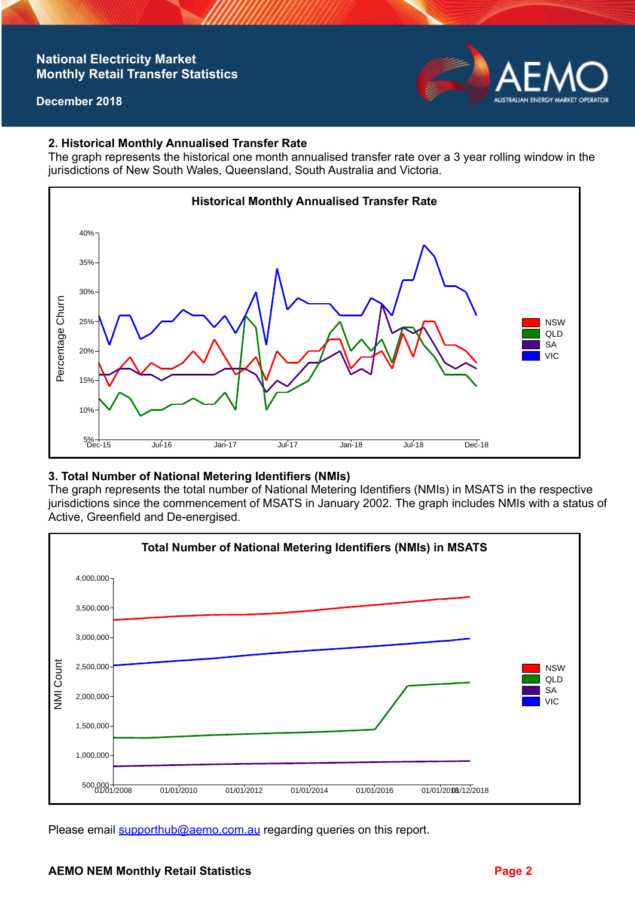## 2. Historical Monthly Annualised Transfer Rate

The graph represents the historical one month annualised transfer rate over a 3 year rolling window in the jurisdictions of New South Wales, Queensland, South Australia and Victoria.

Historical Monthly Annualised Transfer Rate

Percentage Churn

40%
35%
30%
25%
20%
15%
10%
5%

Dec-15
Jul-16
Jan-17
Jul-17
Jan-18
Jul-18
Dec-18

NSW
QLD
SA
VIC

## 3. Total Number of National Metering Identifiers (NMIs)

The graph represents the total number of National Metering Identifiers (NMIs) in MSATS in the respective jurisdictions since the commencement of MSATS in January 2002. The graph includes NMIs with a status of Active, Greenfield and De-energised.

Total Number of National Metering Identifiers (NMIs) in MSATS

NMI Count

4,000,000
3,500,000
3,000,000
2,500,000
2,000,000
1,500,000
1,000,000
500,000

01/01/2008
01/01/2010
01/01/2012
01/01/2014
01/01/2016
01/01/2018
01/12/2018

NSW
QLD
SA
VIC

Please email supporthub@aemo.com.au regarding queries on this report.